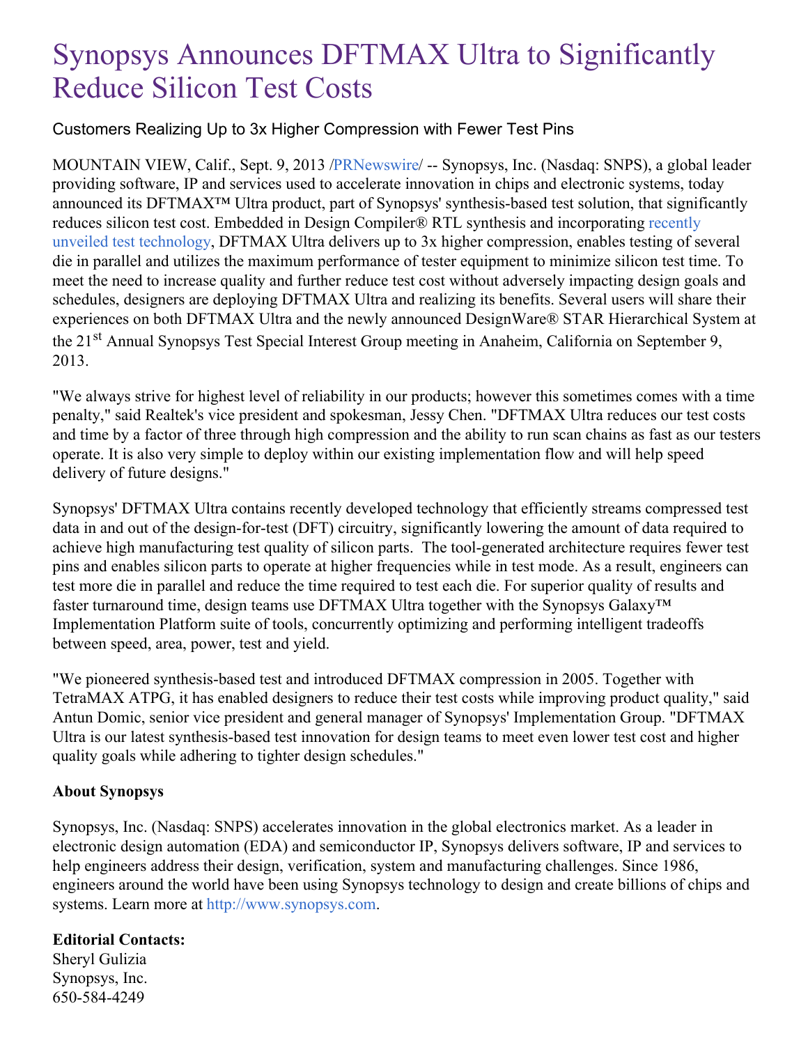# Synopsys Announces DFTMAX Ultra to Significantly Reduce Silicon Test Costs

Customers Realizing Up to 3x Higher Compression with Fewer Test Pins

MOUNTAIN VIEW, Calif., Sept. 9, 2013 /PRNewswire/ -- Synopsys, Inc. (Nasdaq: SNPS), a global leader providing software, IP and services used to accelerate innovation in chips and electronic systems, today announced its DFTMAX™ Ultra product, part of Synopsys' synthesis-based test solution, that significantly reduces silicon test cost. Embedded in Design Compiler® RTL synthesis and incorporating recently unveiled test technology, DFTMAX Ultra delivers up to 3x higher compression, enables testing of several die in parallel and utilizes the maximum performance of tester equipment to minimize silicon test time. To meet the need to increase quality and further reduce test cost without adversely impacting design goals and schedules, designers are deploying DFTMAX Ultra and realizing its benefits. Several users will share their experiences on both DFTMAX Ultra and the newly announced DesignWare® STAR Hierarchical System at the 21st Annual Synopsys Test Special Interest Group meeting in Anaheim, California on September 9, 2013.

"We always strive for highest level of reliability in our products; however this sometimes comes with a time penalty," said Realtek's vice president and spokesman, Jessy Chen. "DFTMAX Ultra reduces our test costs and time by a factor of three through high compression and the ability to run scan chains as fast as our testers operate. It is also very simple to deploy within our existing implementation flow and will help speed delivery of future designs."

Synopsys' DFTMAX Ultra contains recently developed technology that efficiently streams compressed test data in and out of the design-for-test (DFT) circuitry, significantly lowering the amount of data required to achieve high manufacturing test quality of silicon parts. The tool-generated architecture requires fewer test pins and enables silicon parts to operate at higher frequencies while in test mode. As a result, engineers can test more die in parallel and reduce the time required to test each die. For superior quality of results and faster turnaround time, design teams use DFTMAX Ultra together with the Synopsys Galaxy™ Implementation Platform suite of tools, concurrently optimizing and performing intelligent tradeoffs between speed, area, power, test and yield.

"We pioneered synthesis-based test and introduced DFTMAX compression in 2005. Together with TetraMAX ATPG, it has enabled designers to reduce their test costs while improving product quality," said Antun Domic, senior vice president and general manager of Synopsys' Implementation Group. "DFTMAX Ultra is our latest synthesis-based test innovation for design teams to meet even lower test cost and higher quality goals while adhering to tighter design schedules."

**About Synopsys**

Synopsys, Inc. (Nasdaq: SNPS) accelerates innovation in the global electronics market. As a leader in electronic design automation (EDA) and semiconductor IP, Synopsys delivers software, IP and services to help engineers address their design, verification, system and manufacturing challenges. Since 1986, engineers around the world have been using Synopsys technology to design and create billions of chips and systems. Learn more at http://www.synopsys.com.

**Editorial Contacts:**
Sheryl Gulizia
Synopsys, Inc.
650-584-4249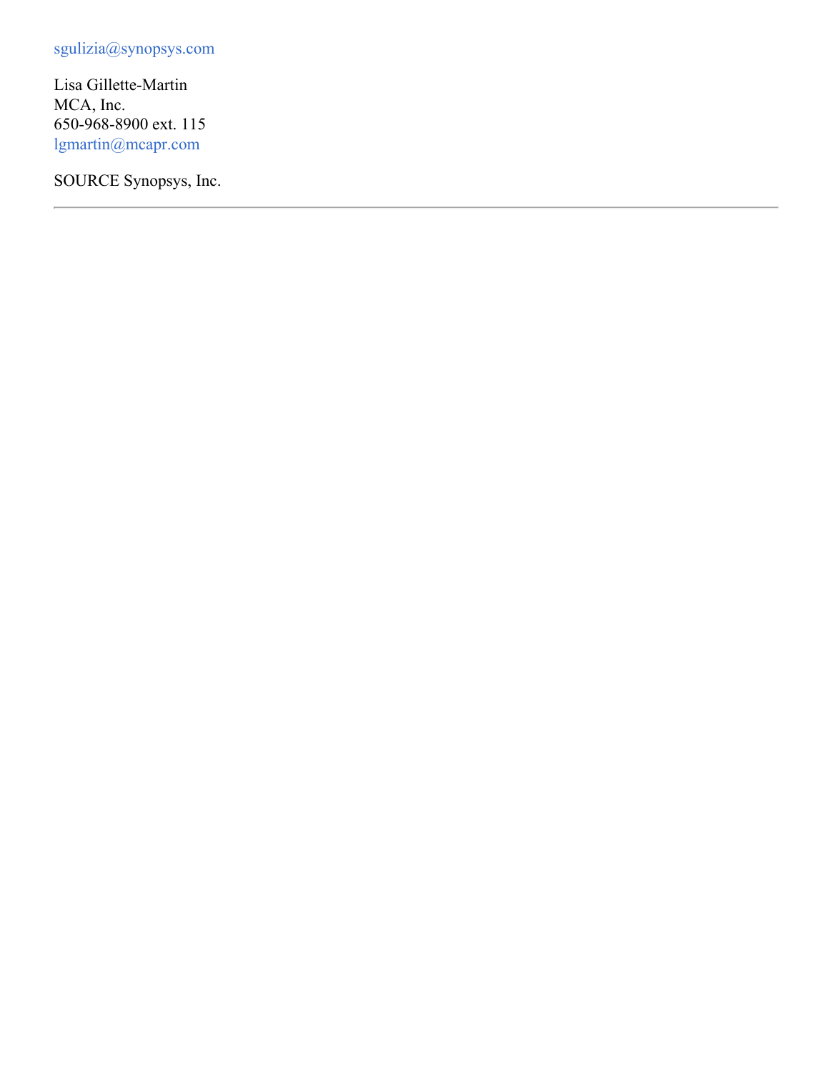sgulizia@synopsys.com

Lisa Gillette-Martin
MCA, Inc.
650-968-8900 ext. 115
lgmartin@mcapr.com

SOURCE Synopsys, Inc.

---